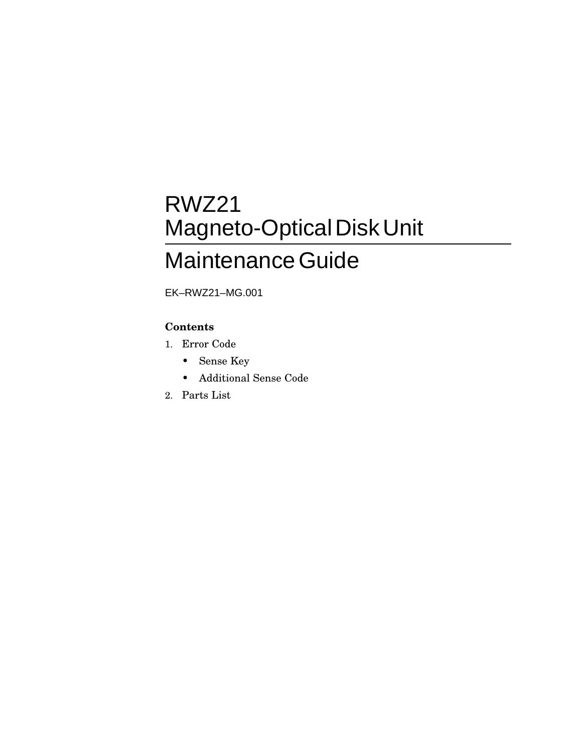# RWZ21
# Magneto-Optical Disk Unit

## Maintenance Guide

EK–RWZ21–MG.001

**Contents**

1. Error Code
   - Sense Key
   - Additional Sense Code
2. Parts List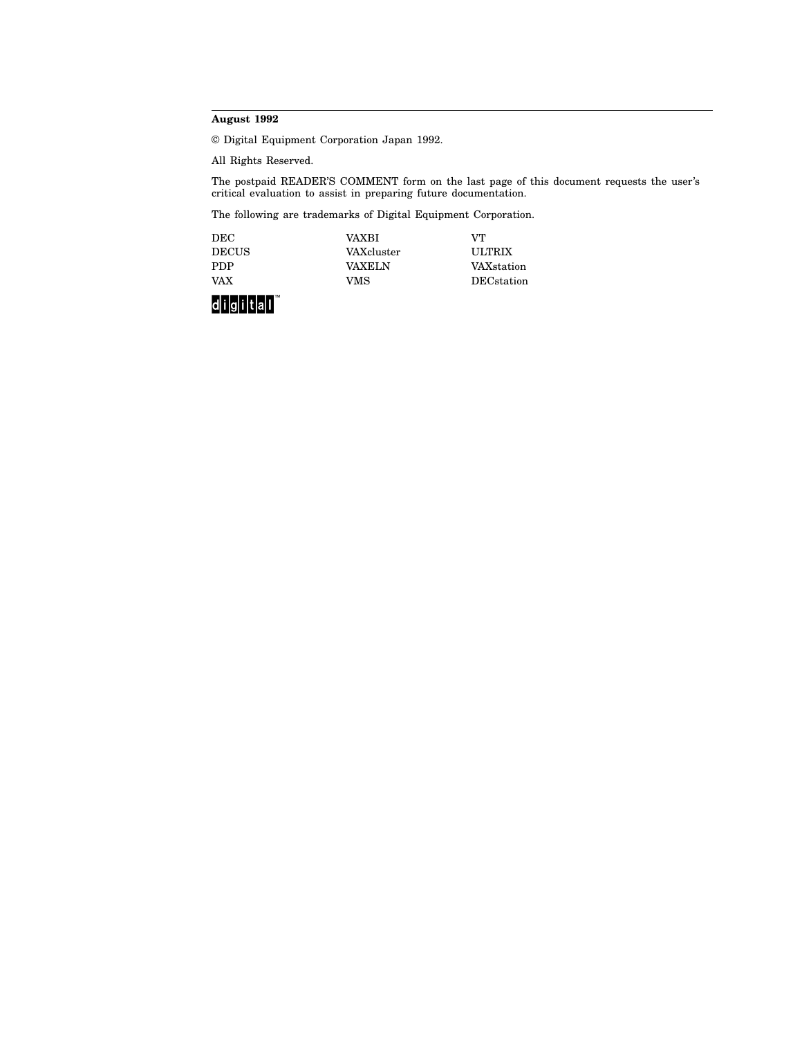**August 1992**

© Digital Equipment Corporation Japan 1992.

All Rights Reserved.

The postpaid READER'S COMMENT form on the last page of this document requests the user's critical evaluation to assist in preparing future documentation.

The following are trademarks of Digital Equipment Corporation.

| | | |
|---|---|---|
| DEC | VAXBI | VT |
| DECUS | VAXcluster | ULTRIX |
| PDP | VAXELN | VAXstation |
| VAX | VMS | DECstation |

digital™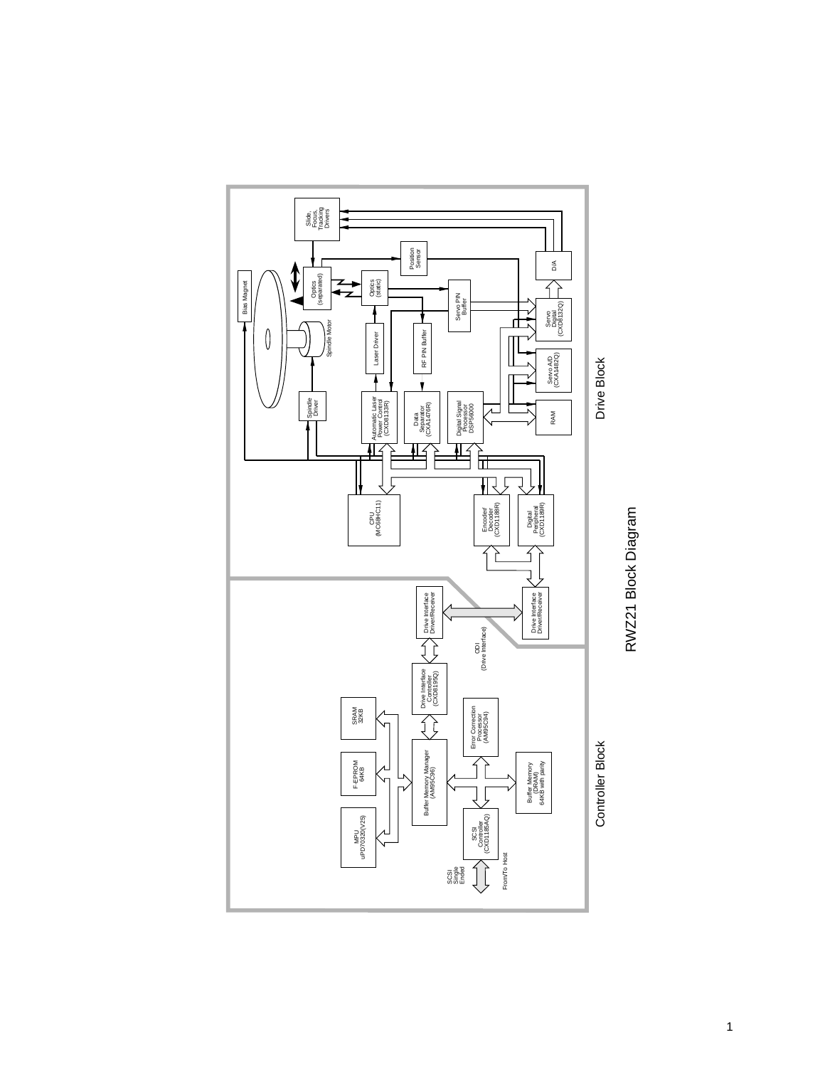# RWZ21 Block Diagram

## Drive Block

- Slide, Focus, Tracking Drivers
- Position Sensor
- D/A
- Bias Magnet
- Optics (separated)
- Optics (static)
- Servo PIN Buffer
- Servo Digital (CXD8132Q)
- Spindle Motor
- Laser Driver
- RF PIN Buffer
- Servo A/D (CXA1482Q)
- Spindle Driver
- Automatic Laser Power Control (CXD8133R)
- Data Separator (CXA1476R)
- Digital Signal Processor DSP56000
- RAM
- CPU (MC68HC11)
- Encoder/Decoder (CXD1188R)
- Digital Peripheral (CXD1189R)
- Drive Interface Driver/Receiver

## Controller Block

- Drive Interface Driver/Receiver
- ODI (Drive Interface)
- Drive Interface Controller (CXD8159Q)
- SRAM 32KB
- F-EPROM 64KB
- MPU uPD70320(V25)
- Buffer Memory Manager (AM95C96)
- Error Correction Processor (AM95C94)
- Buffer Memory (DRAM) 64KB with parity
- SCSI Controller (CXD1185AQ)
- SCSI Single Ended
- From/To Host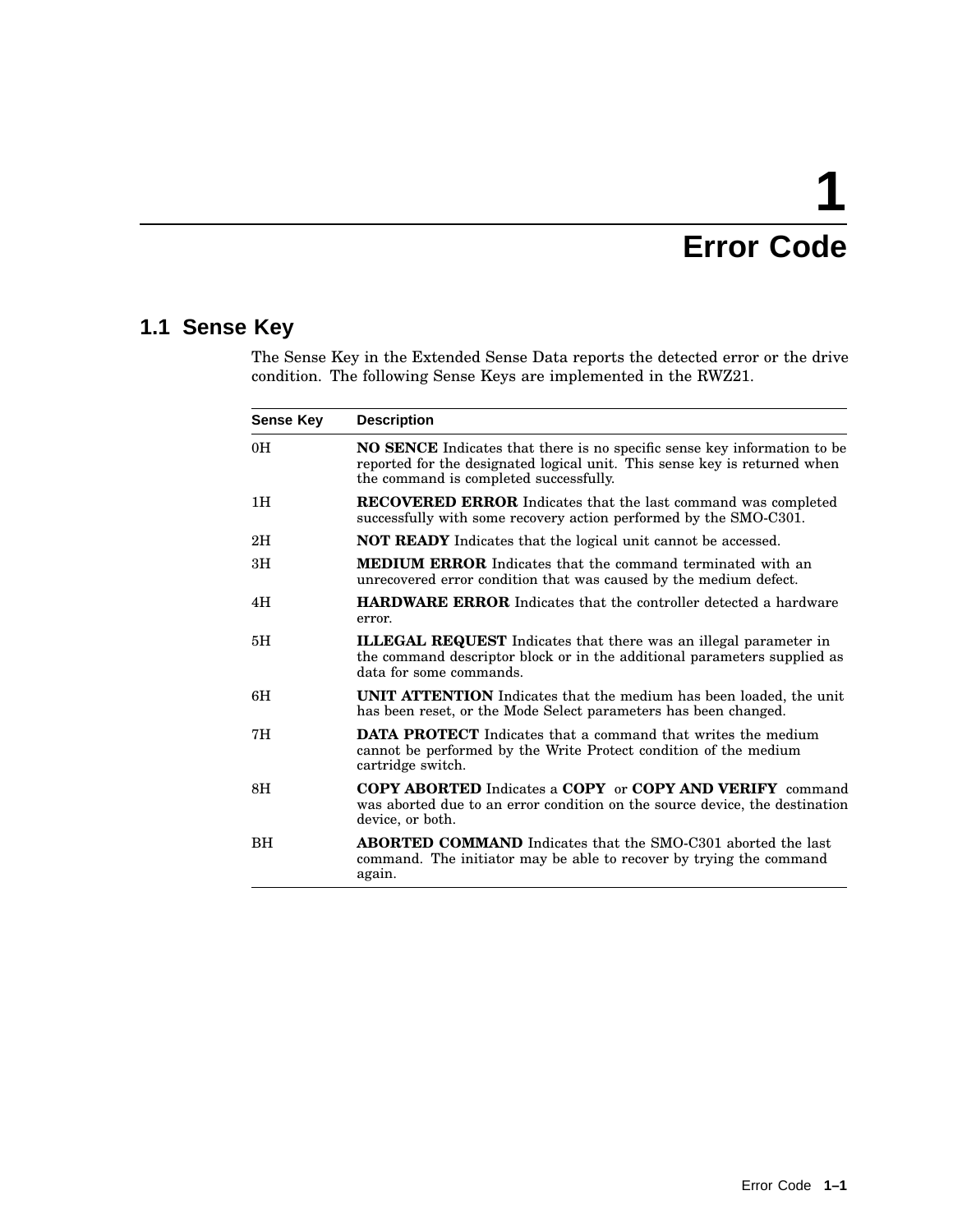# 1 Error Code

## 1.1 Sense Key

The Sense Key in the Extended Sense Data reports the detected error or the drive condition. The following Sense Keys are implemented in the RWZ21.

| Sense Key | Description |
|---|---|
| 0H | **NO SENCE** Indicates that there is no specific sense key information to be reported for the designated logical unit. This sense key is returned when the command is completed successfully. |
| 1H | **RECOVERED ERROR** Indicates that the last command was completed successfully with some recovery action performed by the SMO-C301. |
| 2H | **NOT READY** Indicates that the logical unit cannot be accessed. |
| 3H | **MEDIUM ERROR** Indicates that the command terminated with an unrecovered error condition that was caused by the medium defect. |
| 4H | **HARDWARE ERROR** Indicates that the controller detected a hardware error. |
| 5H | **ILLEGAL REQUEST** Indicates that there was an illegal parameter in the command descriptor block or in the additional parameters supplied as data for some commands. |
| 6H | **UNIT ATTENTION** Indicates that the medium has been loaded, the unit has been reset, or the Mode Select parameters has been changed. |
| 7H | **DATA PROTECT** Indicates that a command that writes the medium cannot be performed by the Write Protect condition of the medium cartridge switch. |
| 8H | **COPY ABORTED** Indicates a **COPY** or **COPY AND VERIFY** command was aborted due to an error condition on the source device, the destination device, or both. |
| BH | **ABORTED COMMAND** Indicates that the SMO-C301 aborted the last command. The initiator may be able to recover by trying the command again. |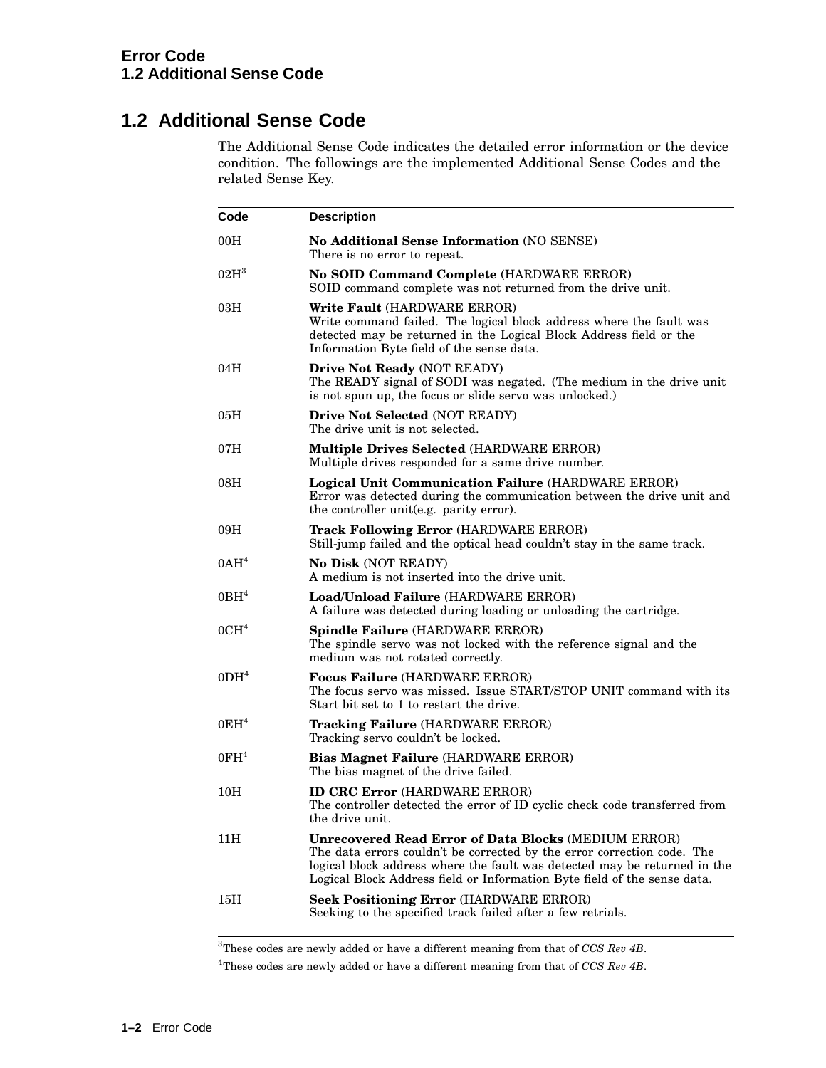## 1.2 Additional Sense Code

The Additional Sense Code indicates the detailed error information or the device condition. The followings are the implemented Additional Sense Codes and the related Sense Key.

| Code | Description |
|---|---|
| 00H | **No Additional Sense Information** (NO SENSE)<br>There is no error to repeat. |
| 02H[3] | **No SOID Command Complete** (HARDWARE ERROR)<br>SOID command complete was not returned from the drive unit. |
| 03H | **Write Fault** (HARDWARE ERROR)<br>Write command failed. The logical block address where the fault was detected may be returned in the Logical Block Address field or the Information Byte field of the sense data. |
| 04H | **Drive Not Ready** (NOT READY)<br>The READY signal of SODI was negated. (The medium in the drive unit is not spun up, the focus or slide servo was unlocked.) |
| 05H | **Drive Not Selected** (NOT READY)<br>The drive unit is not selected. |
| 07H | **Multiple Drives Selected** (HARDWARE ERROR)<br>Multiple drives responded for a same drive number. |
| 08H | **Logical Unit Communication Failure** (HARDWARE ERROR)<br>Error was detected during the communication between the drive unit and the controller unit(e.g. parity error). |
| 09H | **Track Following Error** (HARDWARE ERROR)<br>Still-jump failed and the optical head couldn't stay in the same track. |
| 0AH[4] | **No Disk** (NOT READY)<br>A medium is not inserted into the drive unit. |
| 0BH[4] | **Load/Unload Failure** (HARDWARE ERROR)<br>A failure was detected during loading or unloading the cartridge. |
| 0CH[4] | **Spindle Failure** (HARDWARE ERROR)<br>The spindle servo was not locked with the reference signal and the medium was not rotated correctly. |
| 0DH[4] | **Focus Failure** (HARDWARE ERROR)<br>The focus servo was missed. Issue START/STOP UNIT command with its Start bit set to 1 to restart the drive. |
| 0EH[4] | **Tracking Failure** (HARDWARE ERROR)<br>Tracking servo couldn't be locked. |
| 0FH[4] | **Bias Magnet Failure** (HARDWARE ERROR)<br>The bias magnet of the drive failed. |
| 10H | **ID CRC Error** (HARDWARE ERROR)<br>The controller detected the error of ID cyclic check code transferred from the drive unit. |
| 11H | **Unrecovered Read Error of Data Blocks** (MEDIUM ERROR)<br>The data errors couldn't be corrected by the error correction code. The logical block address where the fault was detected may be returned in the Logical Block Address field or Information Byte field of the sense data. |
| 15H | **Seek Positioning Error** (HARDWARE ERROR)<br>Seeking to the specified track failed after a few retrials. |

[3]These codes are newly added or have a different meaning from that of *CCS Rev 4B*.

[4]These codes are newly added or have a different meaning from that of *CCS Rev 4B*.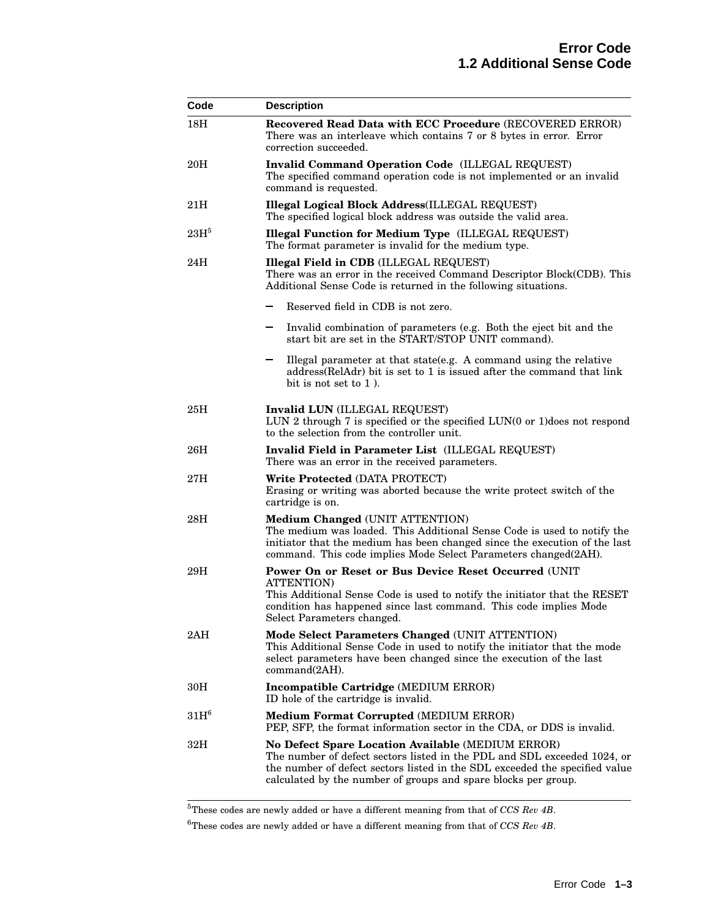| Code | Description |
| --- | --- |
| 18H | **Recovered Read Data with ECC Procedure** (RECOVERED ERROR) There was an interleave which contains 7 or 8 bytes in error. Error correction succeeded. |
| 20H | **Invalid Command Operation Code** (ILLEGAL REQUEST) The specified command operation code is not implemented or an invalid command is requested. |
| 21H | **Illegal Logical Block Address**(ILLEGAL REQUEST) The specified logical block address was outside the valid area. |
| 23H[5] | **Illegal Function for Medium Type** (ILLEGAL REQUEST) The format parameter is invalid for the medium type. |
| 24H | **Illegal Field in CDB** (ILLEGAL REQUEST) There was an error in the received Command Descriptor Block(CDB). This Additional Sense Code is returned in the following situations.<br>– Reserved field in CDB is not zero.<br>– Invalid combination of parameters (e.g. Both the eject bit and the start bit are set in the START/STOP UNIT command).<br>– Illegal parameter at that state(e.g. A command using the relative address(RelAdr) bit is set to 1 is issued after the command that link bit is not set to 1 ). |
| 25H | **Invalid LUN** (ILLEGAL REQUEST) LUN 2 through 7 is specified or the specified LUN(0 or 1)does not respond to the selection from the controller unit. |
| 26H | **Invalid Field in Parameter List** (ILLEGAL REQUEST) There was an error in the received parameters. |
| 27H | **Write Protected** (DATA PROTECT) Erasing or writing was aborted because the write protect switch of the cartridge is on. |
| 28H | **Medium Changed** (UNIT ATTENTION) The medium was loaded. This Additional Sense Code is used to notify the initiator that the medium has been changed since the execution of the last command. This code implies Mode Select Parameters changed(2AH). |
| 29H | **Power On or Reset or Bus Device Reset Occurred** (UNIT ATTENTION) This Additional Sense Code is used to notify the initiator that the RESET condition has happened since last command. This code implies Mode Select Parameters changed. |
| 2AH | **Mode Select Parameters Changed** (UNIT ATTENTION) This Additional Sense Code in used to notify the initiator that the mode select parameters have been changed since the execution of the last command(2AH). |
| 30H | **Incompatible Cartridge** (MEDIUM ERROR) ID hole of the cartridge is invalid. |
| 31H[6] | **Medium Format Corrupted** (MEDIUM ERROR) PEP, SFP, the format information sector in the CDA, or DDS is invalid. |
| 32H | **No Defect Spare Location Available** (MEDIUM ERROR) The number of defect sectors listed in the PDL and SDL exceeded 1024, or the number of defect sectors listed in the SDL exceeded the specified value calculated by the number of groups and spare blocks per group. |

[5] These codes are newly added or have a different meaning from that of *CCS Rev 4B*.

[6] These codes are newly added or have a different meaning from that of *CCS Rev 4B*.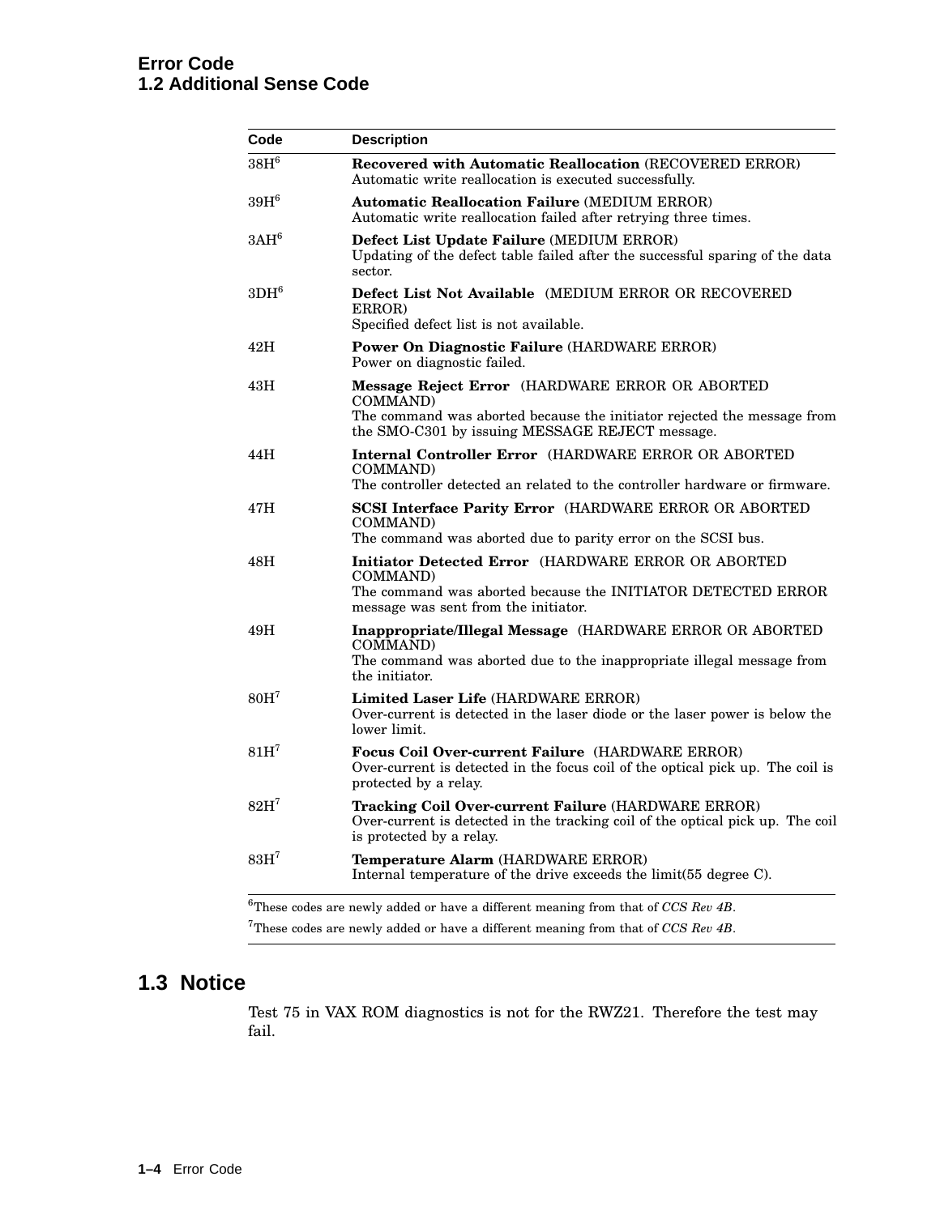## Error Code
## 1.2 Additional Sense Code

| Code | Description |
|---|---|
| 38H[6] | **Recovered with Automatic Reallocation** (RECOVERED ERROR) Automatic write reallocation is executed successfully. |
| 39H[6] | **Automatic Reallocation Failure** (MEDIUM ERROR) Automatic write reallocation failed after retrying three times. |
| 3AH[6] | **Defect List Update Failure** (MEDIUM ERROR) Updating of the defect table failed after the successful sparing of the data sector. |
| 3DH[6] | **Defect List Not Available** (MEDIUM ERROR OR RECOVERED ERROR) Specified defect list is not available. |
| 42H | **Power On Diagnostic Failure** (HARDWARE ERROR) Power on diagnostic failed. |
| 43H | **Message Reject Error** (HARDWARE ERROR OR ABORTED COMMAND) The command was aborted because the initiator rejected the message from the SMO-C301 by issuing MESSAGE REJECT message. |
| 44H | **Internal Controller Error** (HARDWARE ERROR OR ABORTED COMMAND) The controller detected an related to the controller hardware or firmware. |
| 47H | **SCSI Interface Parity Error** (HARDWARE ERROR OR ABORTED COMMAND) The command was aborted due to parity error on the SCSI bus. |
| 48H | **Initiator Detected Error** (HARDWARE ERROR OR ABORTED COMMAND) The command was aborted because the INITIATOR DETECTED ERROR message was sent from the initiator. |
| 49H | **Inappropriate/Illegal Message** (HARDWARE ERROR OR ABORTED COMMAND) The command was aborted due to the inappropriate illegal message from the initiator. |
| 80H[7] | **Limited Laser Life** (HARDWARE ERROR) Over-current is detected in the laser diode or the laser power is below the lower limit. |
| 81H[7] | **Focus Coil Over-current Failure** (HARDWARE ERROR) Over-current is detected in the focus coil of the optical pick up. The coil is protected by a relay. |
| 82H[7] | **Tracking Coil Over-current Failure** (HARDWARE ERROR) Over-current is detected in the tracking coil of the optical pick up. The coil is protected by a relay. |
| 83H[7] | **Temperature Alarm** (HARDWARE ERROR) Internal temperature of the drive exceeds the limit(55 degree C). |

[6]These codes are newly added or have a different meaning from that of *CCS Rev 4B*.

[7]These codes are newly added or have a different meaning from that of *CCS Rev 4B*.

## 1.3 Notice

Test 75 in VAX ROM diagnostics is not for the RWZ21. Therefore the test may fail.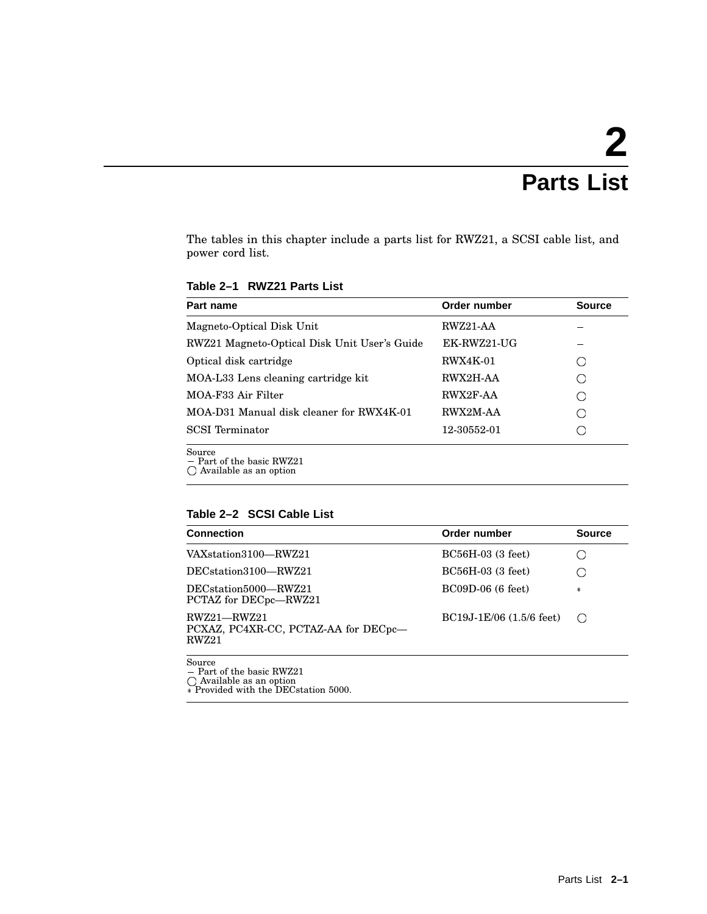# 2 Parts List

The tables in this chapter include a parts list for RWZ21, a SCSI cable list, and power cord list.

**Table 2–1 RWZ21 Parts List**

| Part name | Order number | Source |
|---|---|---|
| Magneto-Optical Disk Unit | RWZ21-AA | – |
| RWZ21 Magneto-Optical Disk Unit User's Guide | EK-RWZ21-UG | – |
| Optical disk cartridge | RWX4K-01 | ○ |
| MOA-L33 Lens cleaning cartridge kit | RWX2H-AA | ○ |
| MOA-F33 Air Filter | RWX2F-AA | ○ |
| MOA-D31 Manual disk cleaner for RWX4K-01 | RWX2M-AA | ○ |
| SCSI Terminator | 12-30552-01 | ○ |

Source
– Part of the basic RWZ21
○ Available as an option

**Table 2–2 SCSI Cable List**

| Connection | Order number | Source |
|---|---|---|
| VAXstation3100—RWZ21 | BC56H-03 (3 feet) | ○ |
| DECstation3100—RWZ21 | BC56H-03 (3 feet) | ○ |
| DECstation5000—RWZ21<br>PCTAZ for DECpc—RWZ21 | BC09D-06 (6 feet) | * |
| RWZ21—RWZ21<br>PCXAZ, PC4XR-CC, PCTAZ-AA for DECpc—RWZ21 | BC19J-1E/06 (1.5/6 feet) | ○ |

Source
– Part of the basic RWZ21
○ Available as an option
* Provided with the DECstation 5000.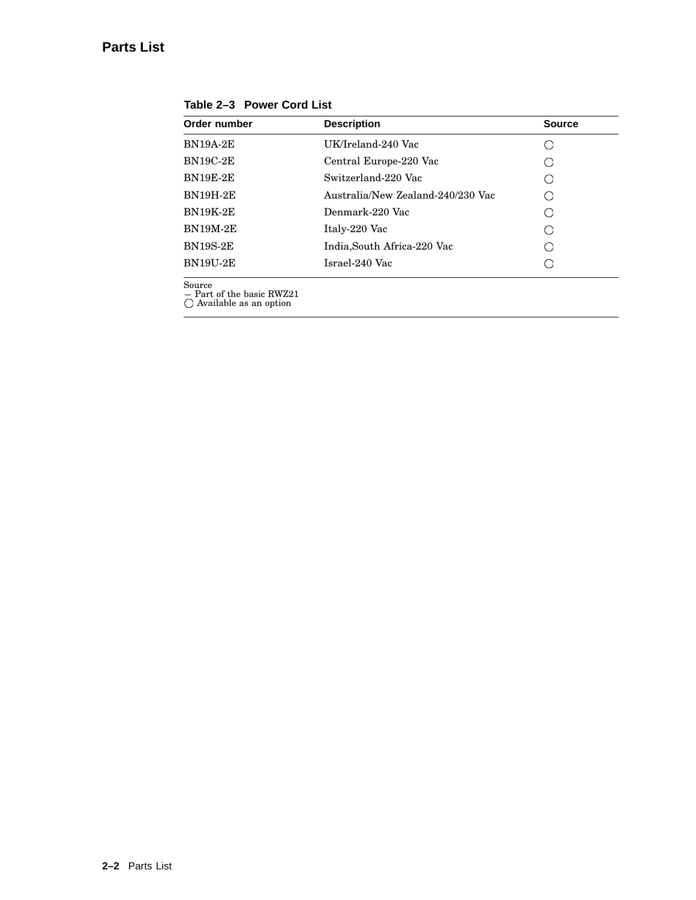**Table 2–3 Power Cord List**

| Order number | Description | Source |
|---|---|---|
| BN19A-2E | UK/Ireland-240 Vac | ◯ |
| BN19C-2E | Central Europe-220 Vac | ◯ |
| BN19E-2E | Switzerland-220 Vac | ◯ |
| BN19H-2E | Australia/New Zealand-240/230 Vac | ◯ |
| BN19K-2E | Denmark-220 Vac | ◯ |
| BN19M-2E | Italy-220 Vac | ◯ |
| BN19S-2E | India,South Africa-220 Vac | ◯ |
| BN19U-2E | Israel-240 Vac | ◯ |

Source
— Part of the basic RWZ21
◯ Available as an option